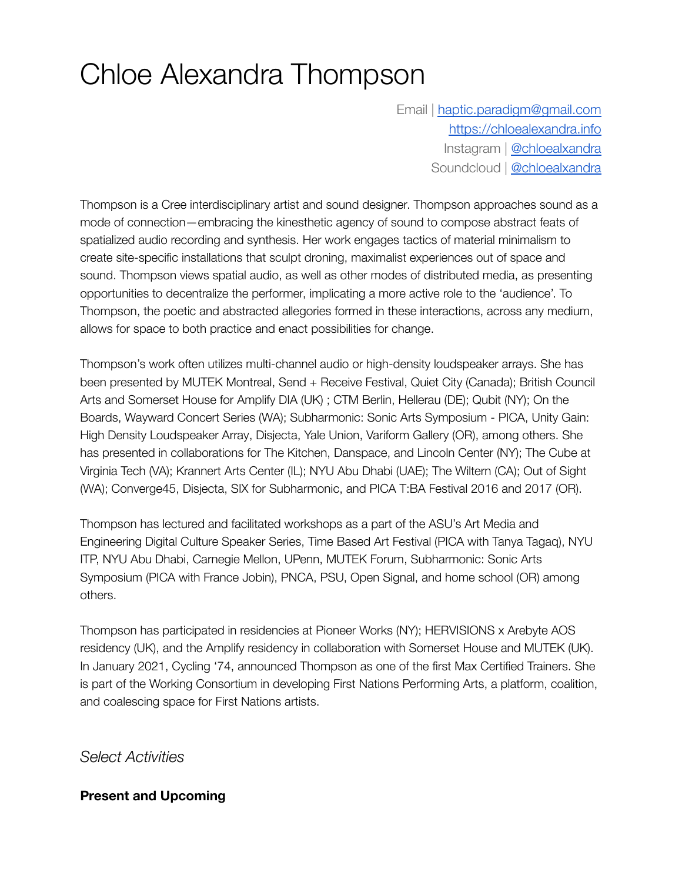# Chloe Alexandra Thompson

Email | [haptic.paradigm@gmail.com](mailto:haptic.paradigm@gmail.com)
[https://chloealexandra.info](https://chloealexandra.info)
Instagram | [@chloealxandra](https://instagram.com/chloealxandra)
Soundcloud | [@chloealxandra](https://soundcloud.com/chloealxandra)

Thompson is a Cree interdisciplinary artist and sound designer. Thompson approaches sound as a mode of connection—embracing the kinesthetic agency of sound to compose abstract feats of spatialized audio recording and synthesis. Her work engages tactics of material minimalism to create site-specific installations that sculpt droning, maximalist experiences out of space and sound. Thompson views spatial audio, as well as other modes of distributed media, as presenting opportunities to decentralize the performer, implicating a more active role to the 'audience'. To Thompson, the poetic and abstracted allegories formed in these interactions, across any medium, allows for space to both practice and enact possibilities for change.

Thompson's work often utilizes multi-channel audio or high-density loudspeaker arrays. She has been presented by MUTEK Montreal, Send + Receive Festival, Quiet City (Canada); British Council Arts and Somerset House for Amplify DIA (UK) ; CTM Berlin, Hellerau (DE); Qubit (NY); On the Boards, Wayward Concert Series (WA); Subharmonic: Sonic Arts Symposium - PICA, Unity Gain: High Density Loudspeaker Array, Disjecta, Yale Union, Variform Gallery (OR), among others. She has presented in collaborations for The Kitchen, Danspace, and Lincoln Center (NY); The Cube at Virginia Tech (VA); Krannert Arts Center (IL); NYU Abu Dhabi (UAE); The Wiltern (CA); Out of Sight (WA); Converge45, Disjecta, SIX for Subharmonic, and PICA T:BA Festival 2016 and 2017 (OR).

Thompson has lectured and facilitated workshops as a part of the ASU's Art Media and Engineering Digital Culture Speaker Series, Time Based Art Festival (PICA with Tanya Tagaq), NYU ITP, NYU Abu Dhabi, Carnegie Mellon, UPenn, MUTEK Forum, Subharmonic: Sonic Arts Symposium (PICA with France Jobin), PNCA, PSU, Open Signal, and home school (OR) among others.

Thompson has participated in residencies at Pioneer Works (NY); HERVISIONS x Arebyte AOS residency (UK), and the Amplify residency in collaboration with Somerset House and MUTEK (UK). In January 2021, Cycling '74, announced Thompson as one of the first Max Certified Trainers. She is part of the Working Consortium in developing First Nations Performing Arts, a platform, coalition, and coalescing space for First Nations artists.

## *Select Activities*

### Present and Upcoming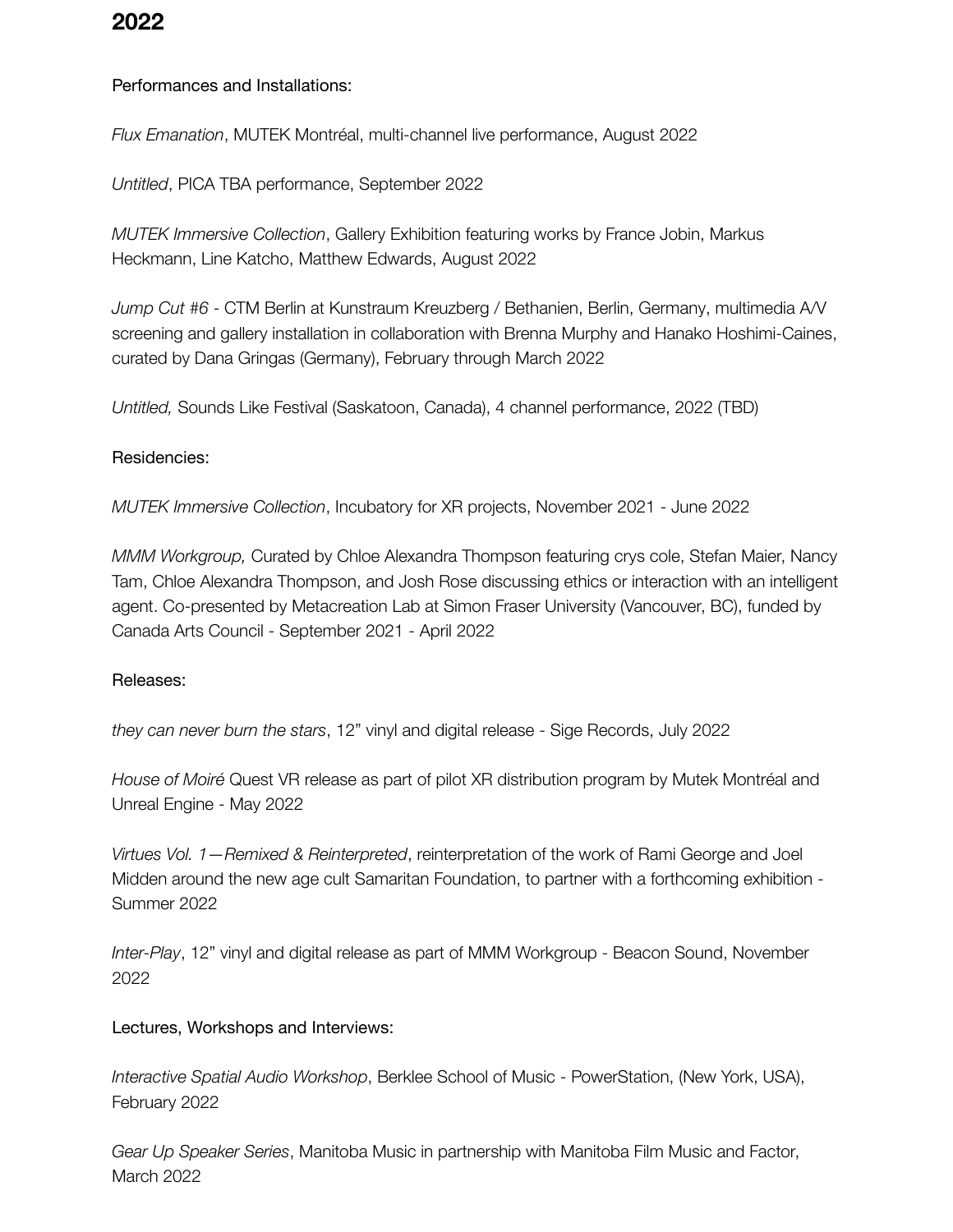## 2022

Performances and Installations:

*Flux Emanation*, MUTEK Montréal, multi-channel live performance, August 2022

*Untitled*, PICA TBA performance, September 2022

*MUTEK Immersive Collection*, Gallery Exhibition featuring works by France Jobin, Markus Heckmann, Line Katcho, Matthew Edwards, August 2022

*Jump Cut #6* - CTM Berlin at Kunstraum Kreuzberg / Bethanien, Berlin, Germany, multimedia A/V screening and gallery installation in collaboration with Brenna Murphy and Hanako Hoshimi-Caines, curated by Dana Gringas (Germany), February through March 2022

*Untitled,* Sounds Like Festival (Saskatoon, Canada), 4 channel performance, 2022 (TBD)

Residencies:

*MUTEK Immersive Collection*, Incubatory for XR projects, November 2021 - June 2022

*MMM Workgroup,* Curated by Chloe Alexandra Thompson featuring crys cole, Stefan Maier, Nancy Tam, Chloe Alexandra Thompson, and Josh Rose discussing ethics or interaction with an intelligent agent. Co-presented by Metacreation Lab at Simon Fraser University (Vancouver, BC), funded by Canada Arts Council - September 2021 - April 2022

Releases:

*they can never burn the stars*, 12" vinyl and digital release - Sige Records, July 2022

*House of Moiré* Quest VR release as part of pilot XR distribution program by Mutek Montréal and Unreal Engine - May 2022

*Virtues Vol. 1—Remixed & Reinterpreted*, reinterpretation of the work of Rami George and Joel Midden around the new age cult Samaritan Foundation, to partner with a forthcoming exhibition - Summer 2022

*Inter-Play*, 12" vinyl and digital release as part of MMM Workgroup - Beacon Sound, November 2022

Lectures, Workshops and Interviews:

*Interactive Spatial Audio Workshop*, Berklee School of Music - PowerStation, (New York, USA), February 2022

*Gear Up Speaker Series*, Manitoba Music in partnership with Manitoba Film Music and Factor, March 2022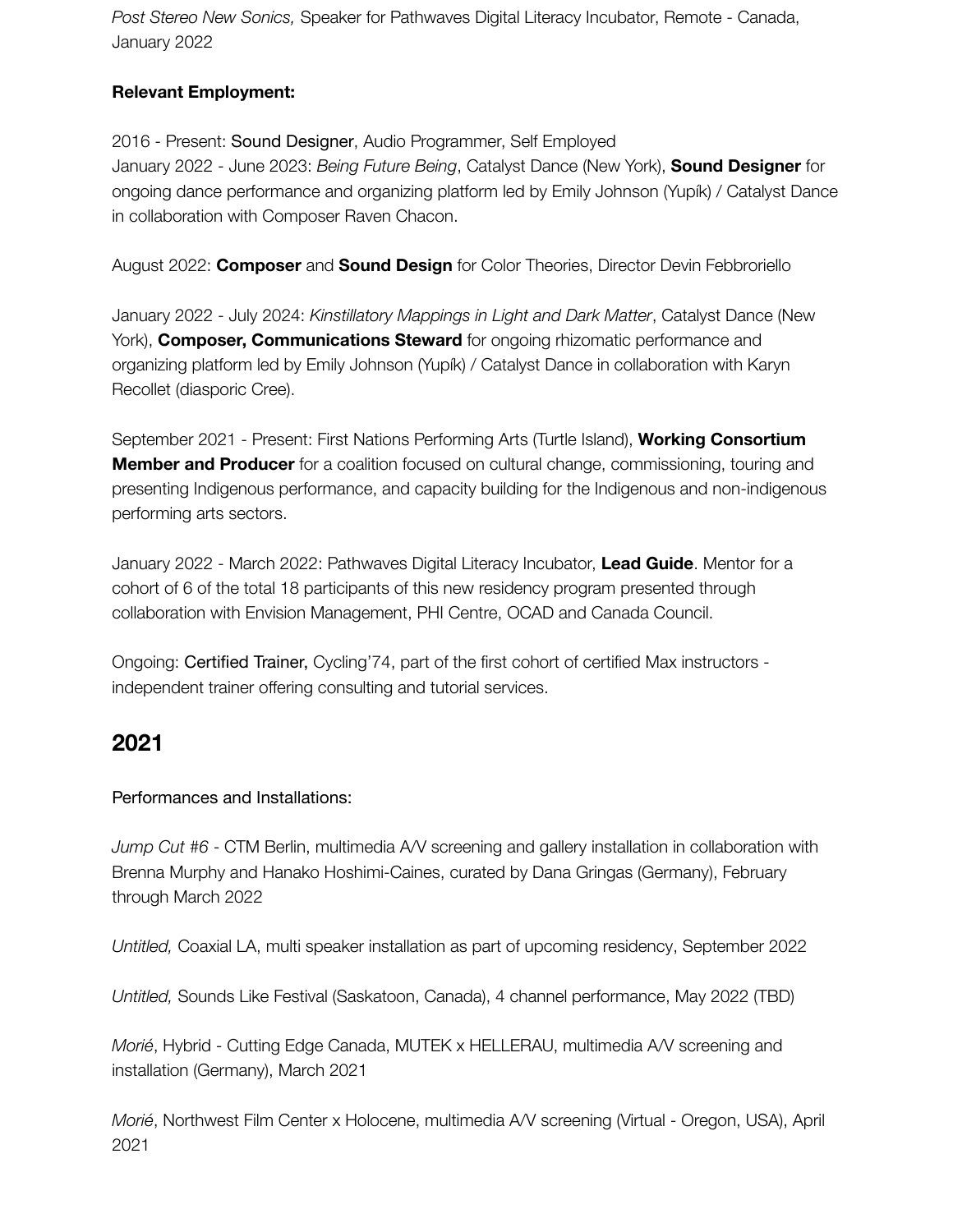*Post Stereo New Sonics,* Speaker for Pathwaves Digital Literacy Incubator, Remote - Canada, January 2022

**Relevant Employment:**

2016 - Present: Sound Designer, Audio Programmer, Self Employed
January 2022 - June 2023: *Being Future Being*, Catalyst Dance (New York), **Sound Designer** for ongoing dance performance and organizing platform led by Emily Johnson (Yupík) / Catalyst Dance in collaboration with Composer Raven Chacon.

August 2022: **Composer** and **Sound Design** for Color Theories, Director Devin Febbroriello

January 2022 - July 2024: *Kinstillatory Mappings in Light and Dark Matter*, Catalyst Dance (New York), **Composer, Communications Steward** for ongoing rhizomatic performance and organizing platform led by Emily Johnson (Yupík) / Catalyst Dance in collaboration with Karyn Recollet (diasporic Cree).

September 2021 - Present: First Nations Performing Arts (Turtle Island), **Working Consortium Member and Producer** for a coalition focused on cultural change, commissioning, touring and presenting Indigenous performance, and capacity building for the Indigenous and non-indigenous performing arts sectors.

January 2022 - March 2022: Pathwaves Digital Literacy Incubator, **Lead Guide**. Mentor for a cohort of 6 of the total 18 participants of this new residency program presented through collaboration with Envision Management, PHI Centre, OCAD and Canada Council.

Ongoing: Certified Trainer, Cycling'74, part of the first cohort of certified Max instructors - independent trainer offering consulting and tutorial services.

## 2021

Performances and Installations:

*Jump Cut #6* - CTM Berlin, multimedia A/V screening and gallery installation in collaboration with Brenna Murphy and Hanako Hoshimi-Caines, curated by Dana Gringas (Germany), February through March 2022

*Untitled,* Coaxial LA, multi speaker installation as part of upcoming residency, September 2022

*Untitled,* Sounds Like Festival (Saskatoon, Canada), 4 channel performance, May 2022 (TBD)

*Morié*, Hybrid - Cutting Edge Canada, MUTEK x HELLERAU, multimedia A/V screening and installation (Germany), March 2021

*Morié*, Northwest Film Center x Holocene, multimedia A/V screening (Virtual - Oregon, USA), April 2021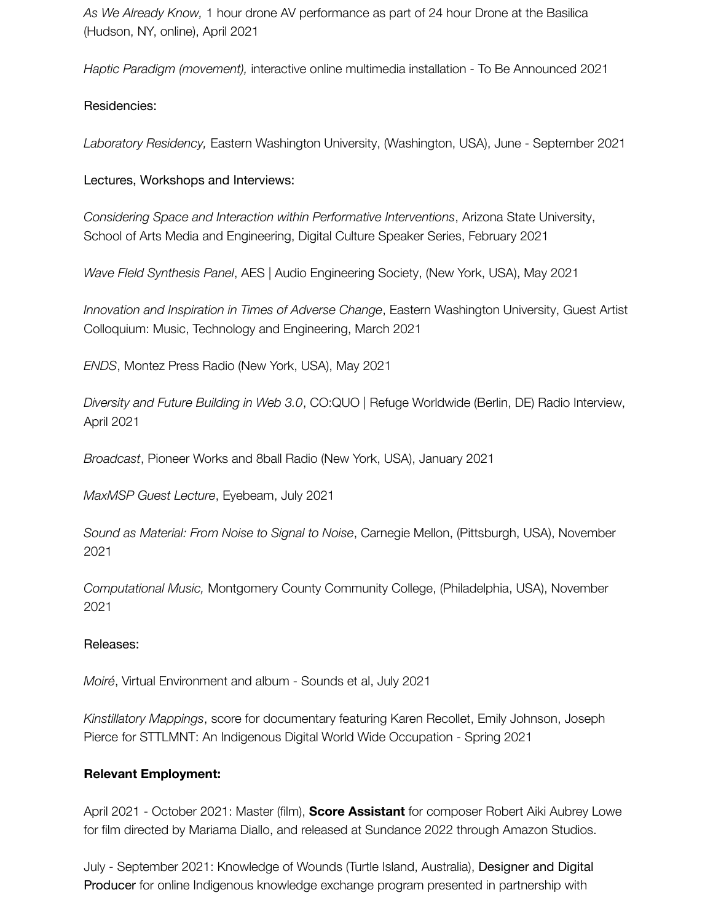*As We Already Know,* 1 hour drone AV performance as part of 24 hour Drone at the Basilica (Hudson, NY, online), April 2021

*Haptic Paradigm (movement),* interactive online multimedia installation - To Be Announced 2021

Residencies:

*Laboratory Residency,* Eastern Washington University, (Washington, USA), June - September 2021

Lectures, Workshops and Interviews:

*Considering Space and Interaction within Performative Interventions*, Arizona State University, School of Arts Media and Engineering, Digital Culture Speaker Series, February 2021

*Wave FIeld Synthesis Panel*, AES | Audio Engineering Society, (New York, USA), May 2021

*Innovation and Inspiration in Times of Adverse Change*, Eastern Washington University, Guest Artist Colloquium: Music, Technology and Engineering, March 2021

*ENDS*, Montez Press Radio (New York, USA), May 2021

*Diversity and Future Building in Web 3.0*, CO:QUO | Refuge Worldwide (Berlin, DE) Radio Interview, April 2021

*Broadcast*, Pioneer Works and 8ball Radio (New York, USA), January 2021

*MaxMSP Guest Lecture*, Eyebeam, July 2021

*Sound as Material: From Noise to Signal to Noise*, Carnegie Mellon, (Pittsburgh, USA), November 2021

*Computational Music,* Montgomery County Community College, (Philadelphia, USA), November 2021

Releases:

*Moiré*, Virtual Environment and album - Sounds et al, July 2021

*Kinstillatory Mappings*, score for documentary featuring Karen Recollet, Emily Johnson, Joseph Pierce for STTLMNT: An Indigenous Digital World Wide Occupation - Spring 2021

**Relevant Employment:**

April 2021 - October 2021: Master (film), **Score Assistant** for composer Robert Aiki Aubrey Lowe for film directed by Mariama Diallo, and released at Sundance 2022 through Amazon Studios.

July - September 2021: Knowledge of Wounds (Turtle Island, Australia), Designer and Digital Producer for online Indigenous knowledge exchange program presented in partnership with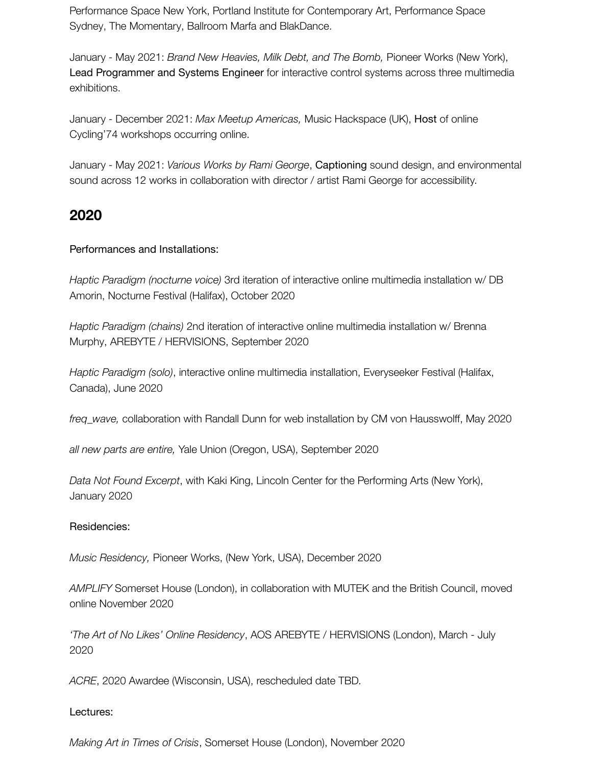Performance Space New York, Portland Institute for Contemporary Art, Performance Space Sydney, The Momentary, Ballroom Marfa and BlakDance.

January - May 2021: *Brand New Heavies, Milk Debt, and The Bomb,* Pioneer Works (New York), Lead Programmer and Systems Engineer for interactive control systems across three multimedia exhibitions.

January - December 2021: *Max Meetup Americas,* Music Hackspace (UK), Host of online Cycling'74 workshops occurring online.

January - May 2021: *Various Works by Rami George*, Captioning sound design, and environmental sound across 12 works in collaboration with director / artist Rami George for accessibility.

## 2020

Performances and Installations:

*Haptic Paradigm (nocturne voice)* 3rd iteration of interactive online multimedia installation w/ DB Amorin, Nocturne Festival (Halifax), October 2020

*Haptic Paradigm (chains)* 2nd iteration of interactive online multimedia installation w/ Brenna Murphy, AREBYTE / HERVISIONS, September 2020

*Haptic Paradigm (solo)*, interactive online multimedia installation, Everyseeker Festival (Halifax, Canada), June 2020

*freq_wave,* collaboration with Randall Dunn for web installation by CM von Hausswolff, May 2020

*all new parts are entire,* Yale Union (Oregon, USA), September 2020

*Data Not Found Excerpt*, with Kaki King, Lincoln Center for the Performing Arts (New York), January 2020

Residencies:

*Music Residency,* Pioneer Works, (New York, USA), December 2020

*AMPLIFY* Somerset House (London), in collaboration with MUTEK and the British Council, moved online November 2020

*'The Art of No Likes' Online Residency*, AOS AREBYTE / HERVISIONS (London), March - July 2020

*ACRE*, 2020 Awardee (Wisconsin, USA), rescheduled date TBD.

Lectures:

*Making Art in Times of Crisis*, Somerset House (London), November 2020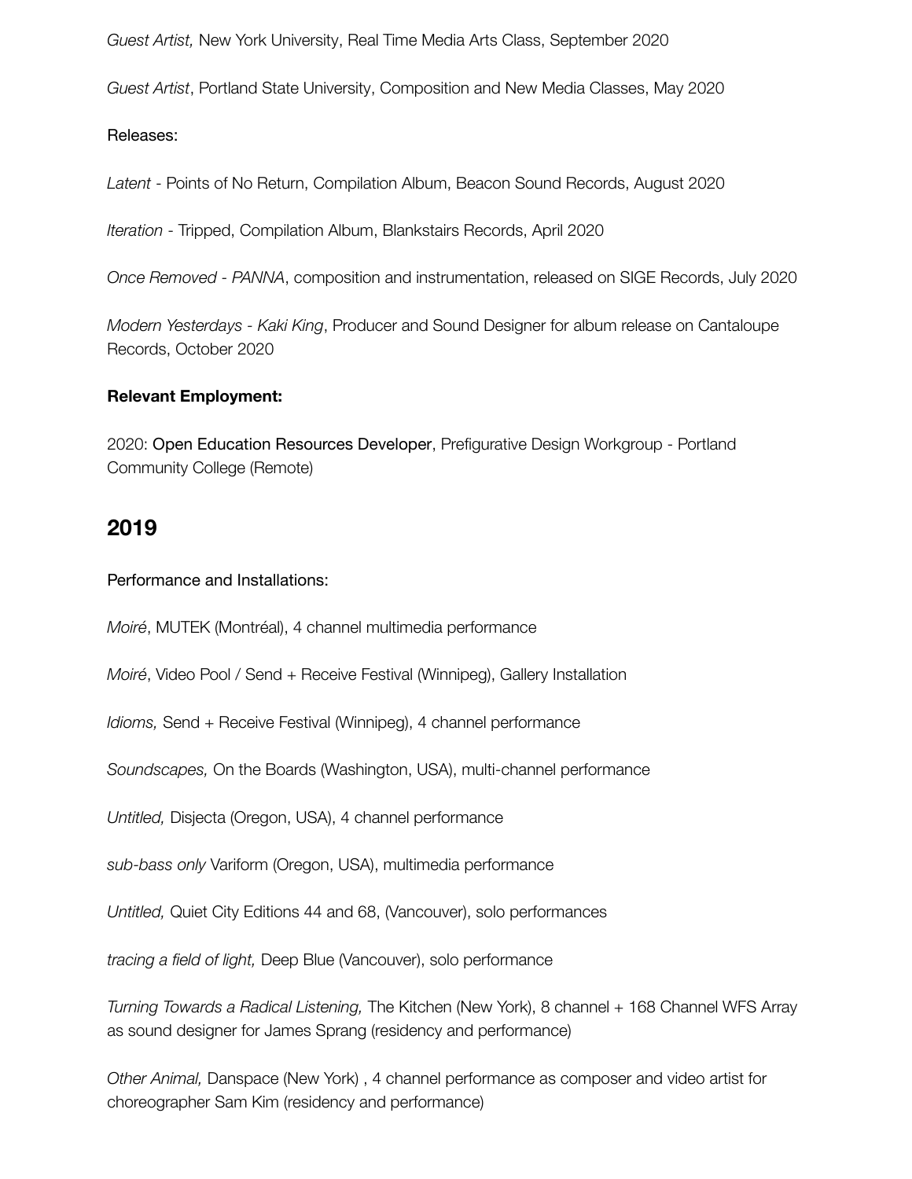*Guest Artist,* New York University, Real Time Media Arts Class, September 2020

*Guest Artist*, Portland State University, Composition and New Media Classes, May 2020

Releases:

*Latent* - Points of No Return, Compilation Album, Beacon Sound Records, August 2020

*Iteration* - Tripped, Compilation Album, Blankstairs Records, April 2020

*Once Removed - PANNA*, composition and instrumentation, released on SIGE Records, July 2020

*Modern Yesterdays - Kaki King*, Producer and Sound Designer for album release on Cantaloupe Records, October 2020

**Relevant Employment:**

2020: Open Education Resources Developer, Prefigurative Design Workgroup - Portland Community College (Remote)

## 2019

Performance and Installations:

*Moiré*, MUTEK (Montréal), 4 channel multimedia performance

*Moiré*, Video Pool / Send + Receive Festival (Winnipeg), Gallery Installation

*Idioms,* Send + Receive Festival (Winnipeg), 4 channel performance

*Soundscapes,* On the Boards (Washington, USA), multi-channel performance

*Untitled,* Disjecta (Oregon, USA), 4 channel performance

*sub-bass only* Variform (Oregon, USA), multimedia performance

*Untitled,* Quiet City Editions 44 and 68, (Vancouver), solo performances

*tracing a field of light,* Deep Blue (Vancouver), solo performance

*Turning Towards a Radical Listening,* The Kitchen (New York), 8 channel + 168 Channel WFS Array as sound designer for James Sprang (residency and performance)

*Other Animal,* Danspace (New York) , 4 channel performance as composer and video artist for choreographer Sam Kim (residency and performance)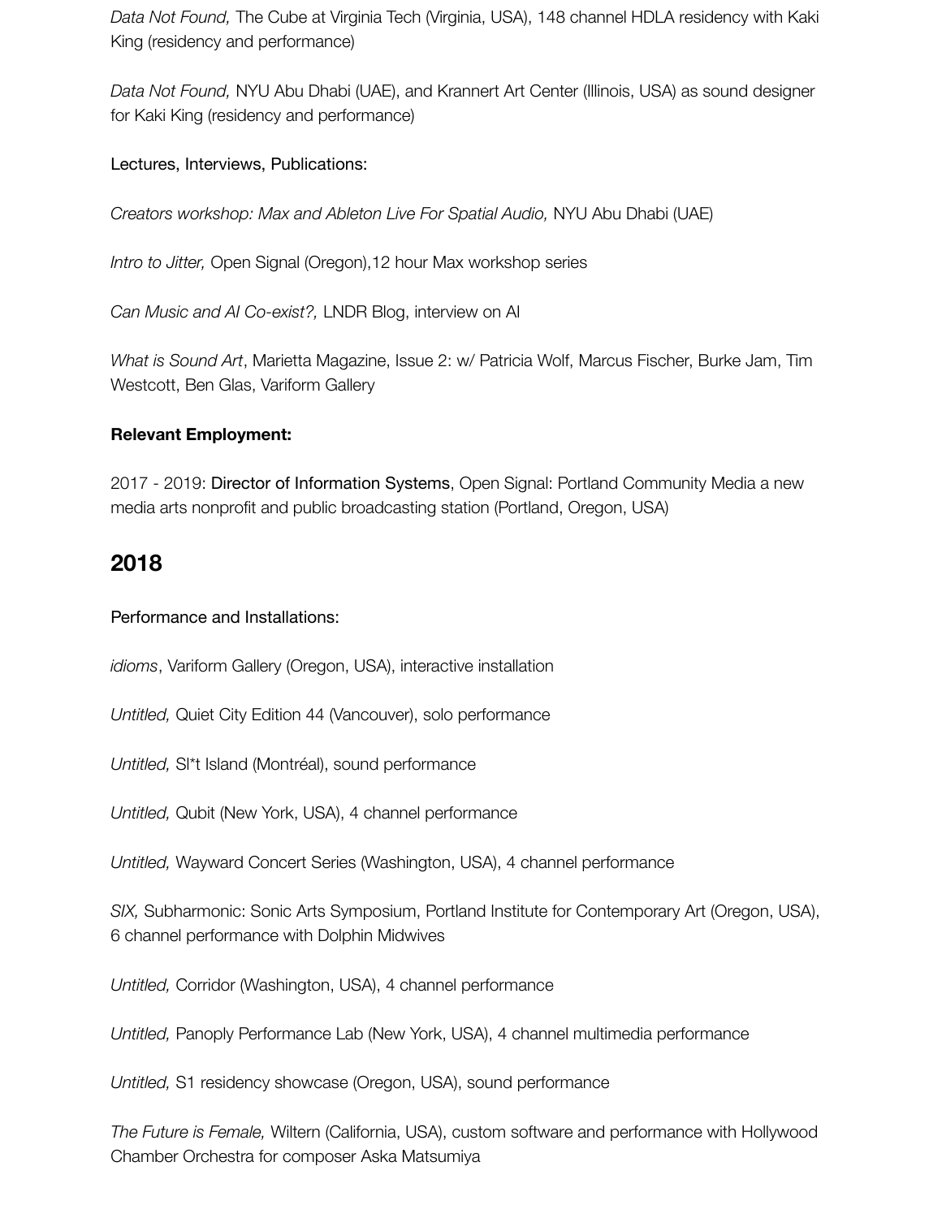*Data Not Found,* The Cube at Virginia Tech (Virginia, USA), 148 channel HDLA residency with Kaki King (residency and performance)

*Data Not Found,* NYU Abu Dhabi (UAE), and Krannert Art Center (Illinois, USA) as sound designer for Kaki King (residency and performance)

Lectures, Interviews, Publications:

*Creators workshop: Max and Ableton Live For Spatial Audio,* NYU Abu Dhabi (UAE)

*Intro to Jitter,* Open Signal (Oregon),12 hour Max workshop series

*Can Music and AI Co-exist?,* LNDR Blog, interview on AI

*What is Sound Art*, Marietta Magazine, Issue 2: w/ Patricia Wolf, Marcus Fischer, Burke Jam, Tim Westcott, Ben Glas, Variform Gallery

**Relevant Employment:**

2017 - 2019: Director of Information Systems, Open Signal: Portland Community Media a new media arts nonprofit and public broadcasting station (Portland, Oregon, USA)

## 2018

Performance and Installations:

*idioms*, Variform Gallery (Oregon, USA), interactive installation

*Untitled,* Quiet City Edition 44 (Vancouver), solo performance

*Untitled,* Sl*t Island (Montréal), sound performance

*Untitled,* Qubit (New York, USA), 4 channel performance

*Untitled,* Wayward Concert Series (Washington, USA), 4 channel performance

*SIX,* Subharmonic: Sonic Arts Symposium, Portland Institute for Contemporary Art (Oregon, USA), 6 channel performance with Dolphin Midwives

*Untitled,* Corridor (Washington, USA), 4 channel performance

*Untitled,* Panoply Performance Lab (New York, USA), 4 channel multimedia performance

*Untitled,* S1 residency showcase (Oregon, USA), sound performance

*The Future is Female,* Wiltern (California, USA), custom software and performance with Hollywood Chamber Orchestra for composer Aska Matsumiya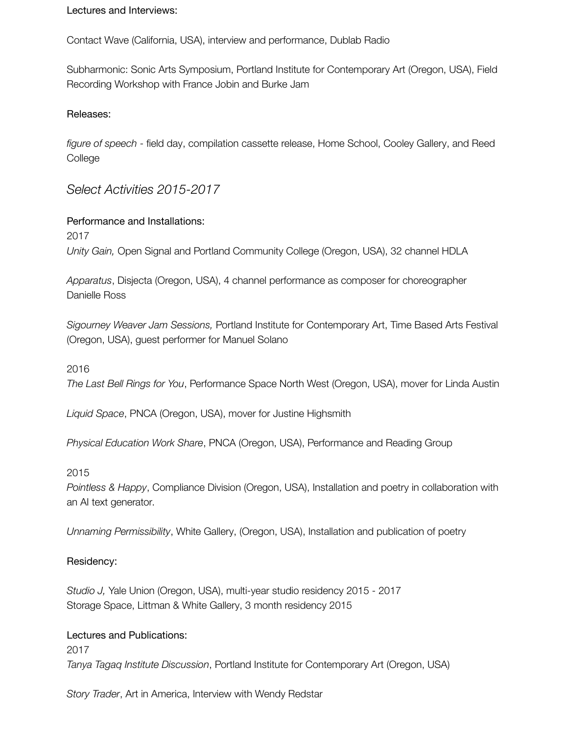Lectures and Interviews:

Contact Wave (California, USA), interview and performance, Dublab Radio

Subharmonic: Sonic Arts Symposium, Portland Institute for Contemporary Art (Oregon, USA), Field Recording Workshop with France Jobin and Burke Jam

Releases:

*figure of speech* - field day, compilation cassette release, Home School, Cooley Gallery, and Reed College

## *Select Activities 2015-2017*

Performance and Installations:
2017
*Unity Gain,* Open Signal and Portland Community College (Oregon, USA), 32 channel HDLA

*Apparatus*, Disjecta (Oregon, USA), 4 channel performance as composer for choreographer Danielle Ross

*Sigourney Weaver Jam Sessions,* Portland Institute for Contemporary Art, Time Based Arts Festival (Oregon, USA), guest performer for Manuel Solano

2016
*The Last Bell Rings for You*, Performance Space North West (Oregon, USA), mover for Linda Austin

*Liquid Space*, PNCA (Oregon, USA), mover for Justine Highsmith

*Physical Education Work Share*, PNCA (Oregon, USA), Performance and Reading Group

2015
*Pointless & Happy*, Compliance Division (Oregon, USA), Installation and poetry in collaboration with an AI text generator.

*Unnaming Permissibility*, White Gallery, (Oregon, USA), Installation and publication of poetry

Residency:

*Studio J,* Yale Union (Oregon, USA), multi-year studio residency 2015 - 2017
Storage Space, Littman & White Gallery, 3 month residency 2015

Lectures and Publications:
2017
*Tanya Tagaq Institute Discussion*, Portland Institute for Contemporary Art (Oregon, USA)

*Story Trader*, Art in America, Interview with Wendy Redstar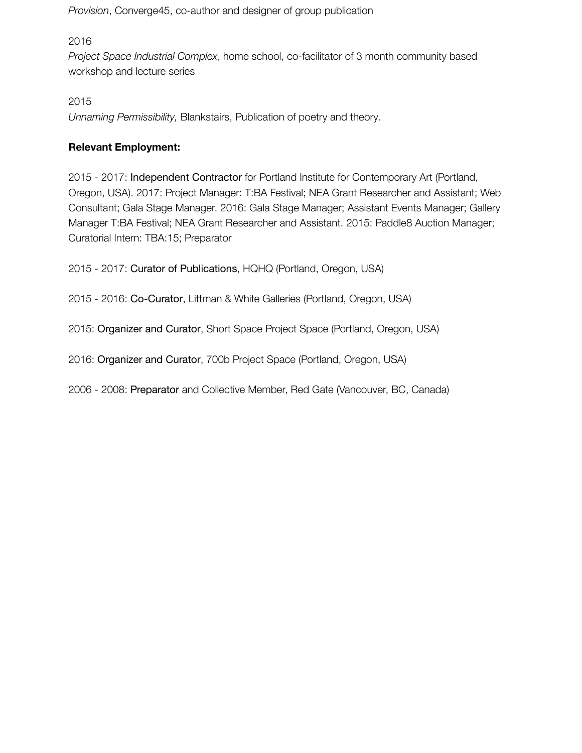*Provision*, Converge45, co-author and designer of group publication

2016
*Project Space Industrial Complex*, home school, co-facilitator of 3 month community based workshop and lecture series

2015
*Unnaming Permissibility,* Blankstairs, Publication of poetry and theory.

**Relevant Employment:**

2015 - 2017: Independent Contractor for Portland Institute for Contemporary Art (Portland, Oregon, USA). 2017: Project Manager: T:BA Festival; NEA Grant Researcher and Assistant; Web Consultant; Gala Stage Manager. 2016: Gala Stage Manager; Assistant Events Manager; Gallery Manager T:BA Festival; NEA Grant Researcher and Assistant. 2015: Paddle8 Auction Manager; Curatorial Intern: TBA:15; Preparator

2015 - 2017: Curator of Publications, HQHQ (Portland, Oregon, USA)

2015 - 2016: Co-Curator, Littman & White Galleries (Portland, Oregon, USA)

2015: Organizer and Curator, Short Space Project Space (Portland, Oregon, USA)

2016: Organizer and Curator, 700b Project Space (Portland, Oregon, USA)

2006 - 2008: Preparator and Collective Member, Red Gate (Vancouver, BC, Canada)